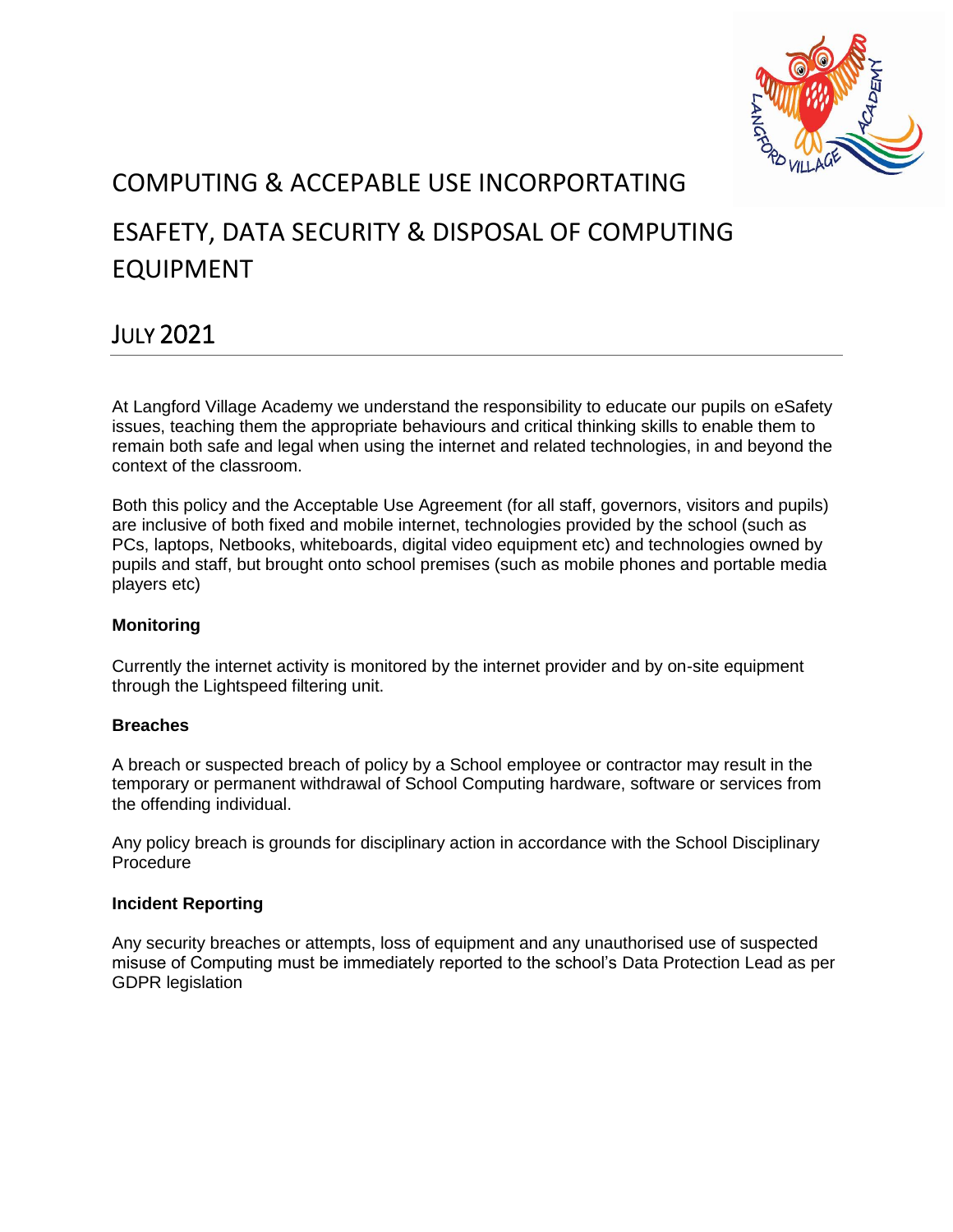# COMPUTING & ACCEPABLE USE INCORPORTATING ESAFETY, DATA SECURITY & DISPOSAL OF COMPUTING EQUIPMENT

## JULY 2021

At Langford Village Academy we understand the responsibility to educate our pupils on eSafety issues, teaching them the appropriate behaviours and critical thinking skills to enable them to remain both safe and legal when using the internet and related technologies, in and beyond the context of the classroom.

Both this policy and the Acceptable Use Agreement (for all staff, governors, visitors and pupils) are inclusive of both fixed and mobile internet, technologies provided by the school (such as PCs, laptops, Netbooks, whiteboards, digital video equipment etc) and technologies owned by pupils and staff, but brought onto school premises (such as mobile phones and portable media players etc)

**Monitoring**

Currently the internet activity is monitored by the internet provider and by on-site equipment through the Lightspeed filtering unit.

**Breaches**

A breach or suspected breach of policy by a School employee or contractor may result in the temporary or permanent withdrawal of School Computing hardware, software or services from the offending individual.

Any policy breach is grounds for disciplinary action in accordance with the School Disciplinary Procedure

**Incident Reporting**

Any security breaches or attempts, loss of equipment and any unauthorised use of suspected misuse of Computing must be immediately reported to the school's Data Protection Lead as per GDPR legislation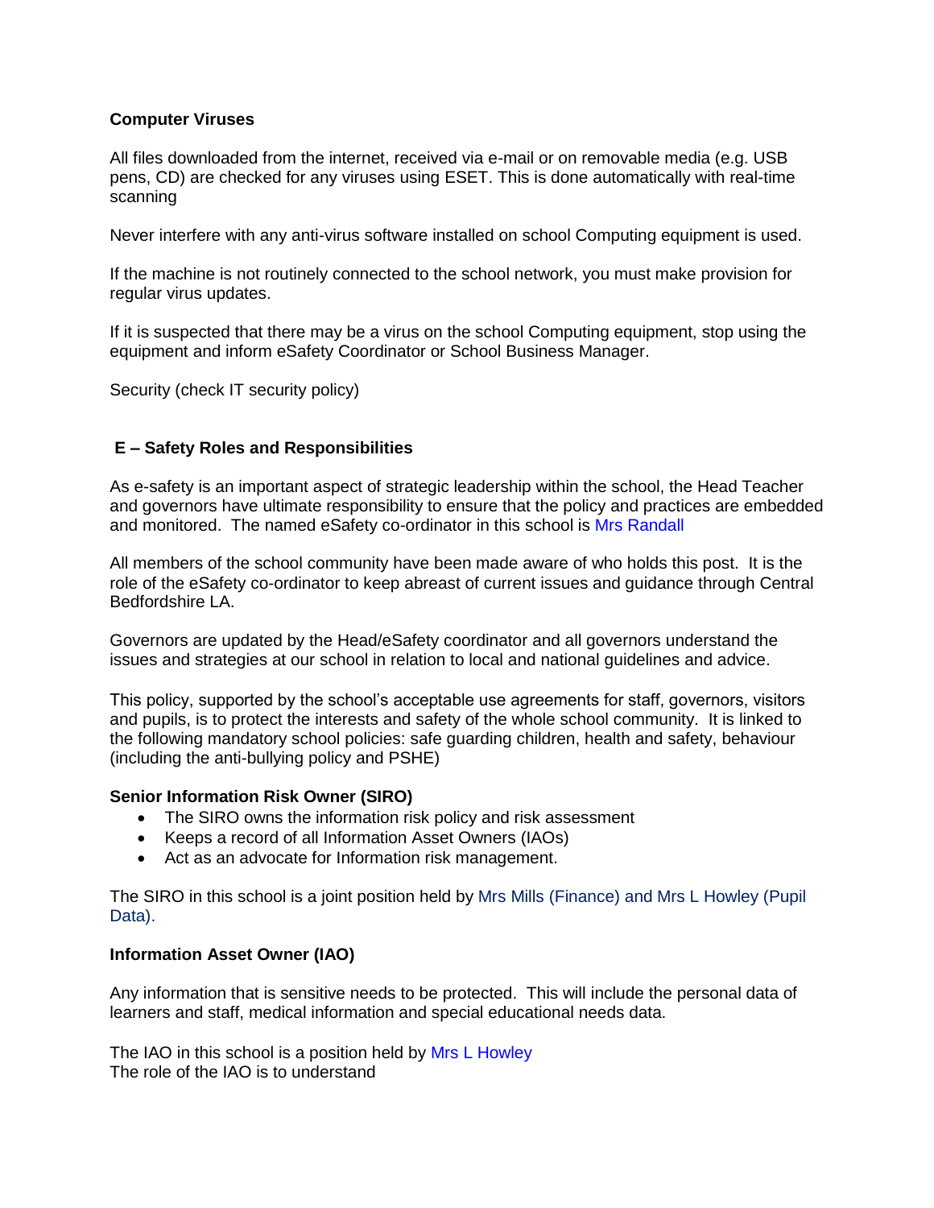**Computer Viruses**

All files downloaded from the internet, received via e-mail or on removable media (e.g. USB pens, CD) are checked for any viruses using ESET. This is done automatically with real-time scanning

Never interfere with any anti-virus software installed on school Computing equipment is used.

If the machine is not routinely connected to the school network, you must make provision for regular virus updates.

If it is suspected that there may be a virus on the school Computing equipment, stop using the equipment and inform eSafety Coordinator or School Business Manager.

Security (check IT security policy)

**E – Safety Roles and Responsibilities**

As e-safety is an important aspect of strategic leadership within the school, the Head Teacher and governors have ultimate responsibility to ensure that the policy and practices are embedded and monitored. The named eSafety co-ordinator in this school is Mrs Randall

All members of the school community have been made aware of who holds this post. It is the role of the eSafety co-ordinator to keep abreast of current issues and guidance through Central Bedfordshire LA.

Governors are updated by the Head/eSafety coordinator and all governors understand the issues and strategies at our school in relation to local and national guidelines and advice.

This policy, supported by the school's acceptable use agreements for staff, governors, visitors and pupils, is to protect the interests and safety of the whole school community. It is linked to the following mandatory school policies: safe guarding children, health and safety, behaviour (including the anti-bullying policy and PSHE)

**Senior Information Risk Owner (SIRO)**

- The SIRO owns the information risk policy and risk assessment
- Keeps a record of all Information Asset Owners (IAOs)
- Act as an advocate for Information risk management.

The SIRO in this school is a joint position held by Mrs Mills (Finance) and Mrs L Howley (Pupil Data).

**Information Asset Owner (IAO)**

Any information that is sensitive needs to be protected. This will include the personal data of learners and staff, medical information and special educational needs data.

The IAO in this school is a position held by Mrs L Howley
The role of the IAO is to understand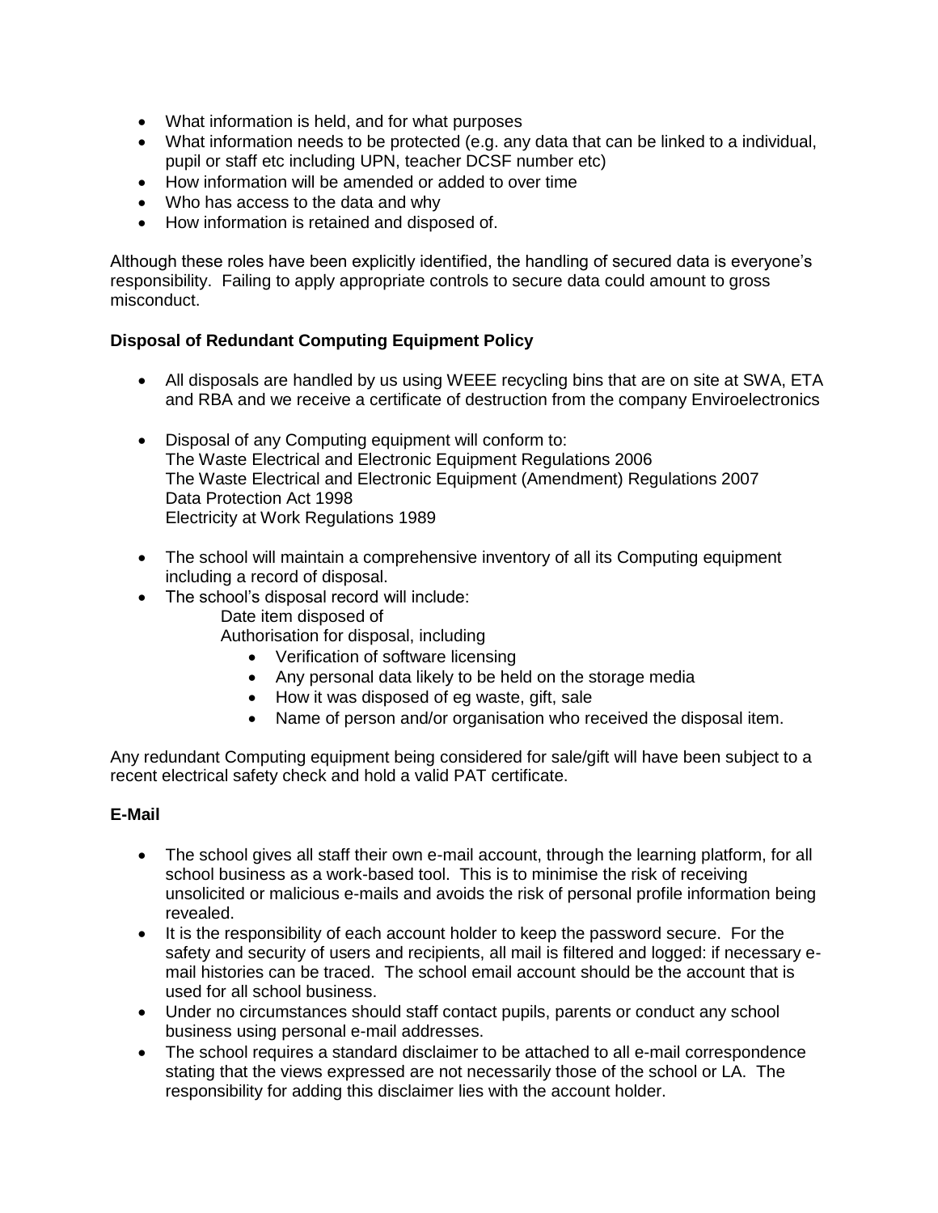- What information is held, and for what purposes
- What information needs to be protected (e.g. any data that can be linked to a individual, pupil or staff etc including UPN, teacher DCSF number etc)
- How information will be amended or added to over time
- Who has access to the data and why
- How information is retained and disposed of.

Although these roles have been explicitly identified, the handling of secured data is everyone's responsibility. Failing to apply appropriate controls to secure data could amount to gross misconduct.

**Disposal of Redundant Computing Equipment Policy**

- All disposals are handled by us using WEEE recycling bins that are on site at SWA, ETA and RBA and we receive a certificate of destruction from the company Enviroelectronics

- Disposal of any Computing equipment will conform to:
  The Waste Electrical and Electronic Equipment Regulations 2006
  The Waste Electrical and Electronic Equipment (Amendment) Regulations 2007
  Data Protection Act 1998
  Electricity at Work Regulations 1989

- The school will maintain a comprehensive inventory of all its Computing equipment including a record of disposal.
- The school's disposal record will include:
  Date item disposed of
  Authorisation for disposal, including
    - Verification of software licensing
    - Any personal data likely to be held on the storage media
    - How it was disposed of eg waste, gift, sale
    - Name of person and/or organisation who received the disposal item.

Any redundant Computing equipment being considered for sale/gift will have been subject to a recent electrical safety check and hold a valid PAT certificate.

**E-Mail**

- The school gives all staff their own e-mail account, through the learning platform, for all school business as a work-based tool. This is to minimise the risk of receiving unsolicited or malicious e-mails and avoids the risk of personal profile information being revealed.
- It is the responsibility of each account holder to keep the password secure. For the safety and security of users and recipients, all mail is filtered and logged: if necessary e-mail histories can be traced. The school email account should be the account that is used for all school business.
- Under no circumstances should staff contact pupils, parents or conduct any school business using personal e-mail addresses.
- The school requires a standard disclaimer to be attached to all e-mail correspondence stating that the views expressed are not necessarily those of the school or LA. The responsibility for adding this disclaimer lies with the account holder.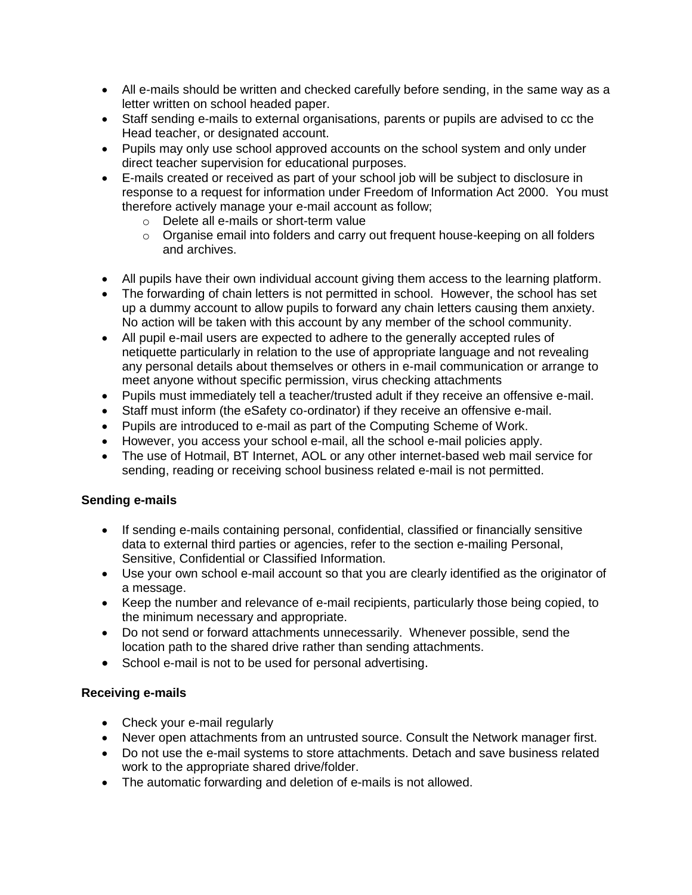- All e-mails should be written and checked carefully before sending, in the same way as a letter written on school headed paper.
- Staff sending e-mails to external organisations, parents or pupils are advised to cc the Head teacher, or designated account.
- Pupils may only use school approved accounts on the school system and only under direct teacher supervision for educational purposes.
- E-mails created or received as part of your school job will be subject to disclosure in response to a request for information under Freedom of Information Act 2000. You must therefore actively manage your e-mail account as follow;
  - Delete all e-mails or short-term value
  - Organise email into folders and carry out frequent house-keeping on all folders and archives.

- All pupils have their own individual account giving them access to the learning platform.
- The forwarding of chain letters is not permitted in school. However, the school has set up a dummy account to allow pupils to forward any chain letters causing them anxiety. No action will be taken with this account by any member of the school community.
- All pupil e-mail users are expected to adhere to the generally accepted rules of netiquette particularly in relation to the use of appropriate language and not revealing any personal details about themselves or others in e-mail communication or arrange to meet anyone without specific permission, virus checking attachments
- Pupils must immediately tell a teacher/trusted adult if they receive an offensive e-mail.
- Staff must inform (the eSafety co-ordinator) if they receive an offensive e-mail.
- Pupils are introduced to e-mail as part of the Computing Scheme of Work.
- However, you access your school e-mail, all the school e-mail policies apply.
- The use of Hotmail, BT Internet, AOL or any other internet-based web mail service for sending, reading or receiving school business related e-mail is not permitted.

**Sending e-mails**

- If sending e-mails containing personal, confidential, classified or financially sensitive data to external third parties or agencies, refer to the section e-mailing Personal, Sensitive, Confidential or Classified Information.
- Use your own school e-mail account so that you are clearly identified as the originator of a message.
- Keep the number and relevance of e-mail recipients, particularly those being copied, to the minimum necessary and appropriate.
- Do not send or forward attachments unnecessarily. Whenever possible, send the location path to the shared drive rather than sending attachments.
- School e-mail is not to be used for personal advertising.

**Receiving e-mails**

- Check your e-mail regularly
- Never open attachments from an untrusted source. Consult the Network manager first.
- Do not use the e-mail systems to store attachments. Detach and save business related work to the appropriate shared drive/folder.
- The automatic forwarding and deletion of e-mails is not allowed.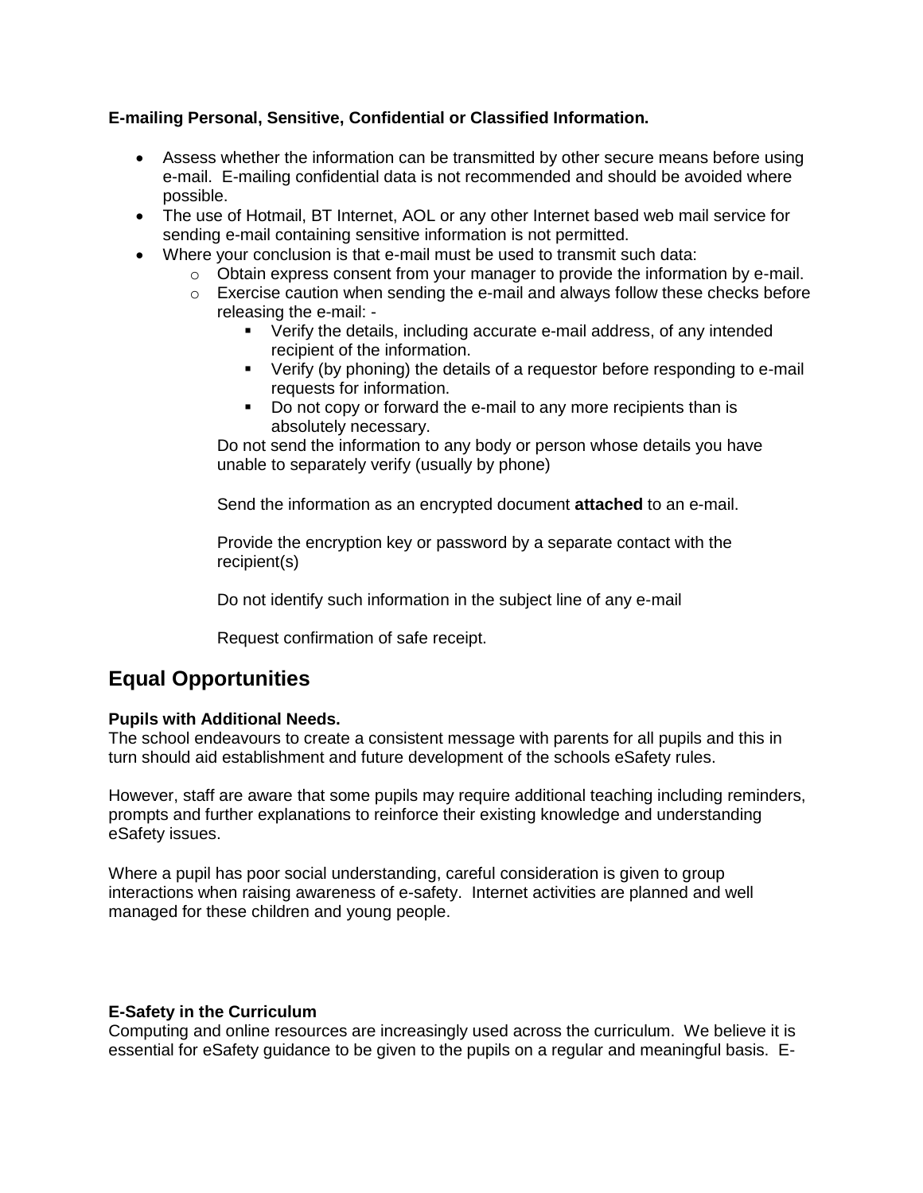**E-mailing Personal, Sensitive, Confidential or Classified Information.**

- Assess whether the information can be transmitted by other secure means before using e-mail. E-mailing confidential data is not recommended and should be avoided where possible.
- The use of Hotmail, BT Internet, AOL or any other Internet based web mail service for sending e-mail containing sensitive information is not permitted.
- Where your conclusion is that e-mail must be used to transmit such data:
  - Obtain express consent from your manager to provide the information by e-mail.
  - Exercise caution when sending the e-mail and always follow these checks before releasing the e-mail: -
    - Verify the details, including accurate e-mail address, of any intended recipient of the information.
    - Verify (by phoning) the details of a requestor before responding to e-mail requests for information.
    - Do not copy or forward the e-mail to any more recipients than is absolutely necessary.

    Do not send the information to any body or person whose details you have unable to separately verify (usually by phone)

    Send the information as an encrypted document **attached** to an e-mail.

    Provide the encryption key or password by a separate contact with the recipient(s)

    Do not identify such information in the subject line of any e-mail

    Request confirmation of safe receipt.

## Equal Opportunities

**Pupils with Additional Needs.**
The school endeavours to create a consistent message with parents for all pupils and this in turn should aid establishment and future development of the schools eSafety rules.

However, staff are aware that some pupils may require additional teaching including reminders, prompts and further explanations to reinforce their existing knowledge and understanding eSafety issues.

Where a pupil has poor social understanding, careful consideration is given to group interactions when raising awareness of e-safety. Internet activities are planned and well managed for these children and young people.

**E-Safety in the Curriculum**
Computing and online resources are increasingly used across the curriculum. We believe it is essential for eSafety guidance to be given to the pupils on a regular and meaningful basis. E-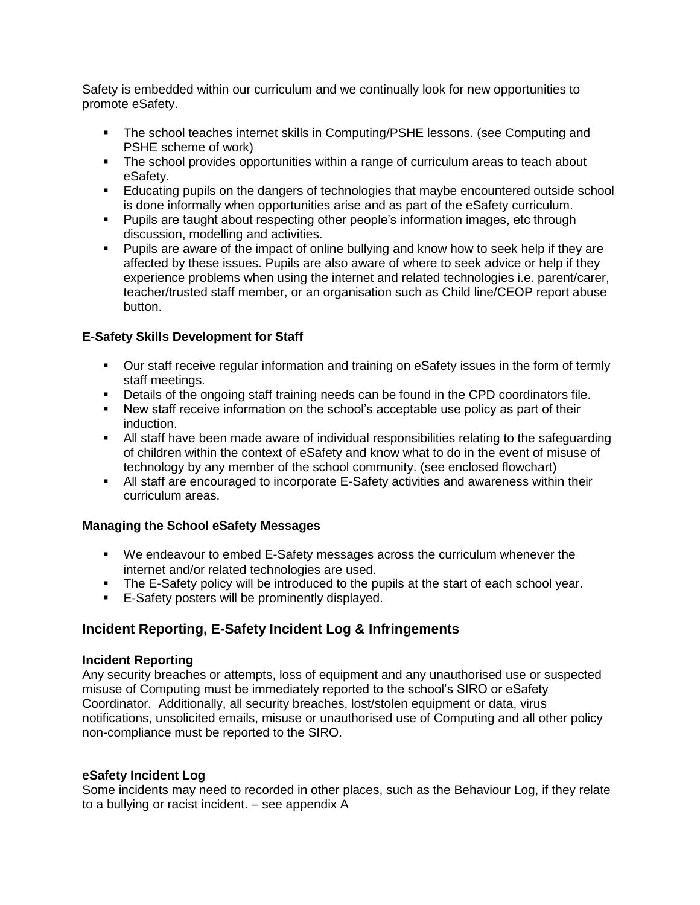Safety is embedded within our curriculum and we continually look for new opportunities to promote eSafety.

- The school teaches internet skills in Computing/PSHE lessons. (see Computing and PSHE scheme of work)
- The school provides opportunities within a range of curriculum areas to teach about eSafety.
- Educating pupils on the dangers of technologies that maybe encountered outside school is done informally when opportunities arise and as part of the eSafety curriculum.
- Pupils are taught about respecting other people's information images, etc through discussion, modelling and activities.
- Pupils are aware of the impact of online bullying and know how to seek help if they are affected by these issues. Pupils are also aware of where to seek advice or help if they experience problems when using the internet and related technologies i.e. parent/carer, teacher/trusted staff member, or an organisation such as Child line/CEOP report abuse button.

### E-Safety Skills Development for Staff

- Our staff receive regular information and training on eSafety issues in the form of termly staff meetings.
- Details of the ongoing staff training needs can be found in the CPD coordinators file.
- New staff receive information on the school's acceptable use policy as part of their induction.
- All staff have been made aware of individual responsibilities relating to the safeguarding of children within the context of eSafety and know what to do in the event of misuse of technology by any member of the school community. (see enclosed flowchart)
- All staff are encouraged to incorporate E-Safety activities and awareness within their curriculum areas.

### Managing the School eSafety Messages

- We endeavour to embed E-Safety messages across the curriculum whenever the internet and/or related technologies are used.
- The E-Safety policy will be introduced to the pupils at the start of each school year.
- E-Safety posters will be prominently displayed.

## Incident Reporting, E-Safety Incident Log & Infringements

### Incident Reporting

Any security breaches or attempts, loss of equipment and any unauthorised use or suspected misuse of Computing must be immediately reported to the school's SIRO or eSafety Coordinator. Additionally, all security breaches, lost/stolen equipment or data, virus notifications, unsolicited emails, misuse or unauthorised use of Computing and all other policy non-compliance must be reported to the SIRO.

### eSafety Incident Log

Some incidents may need to recorded in other places, such as the Behaviour Log, if they relate to a bullying or racist incident. – see appendix A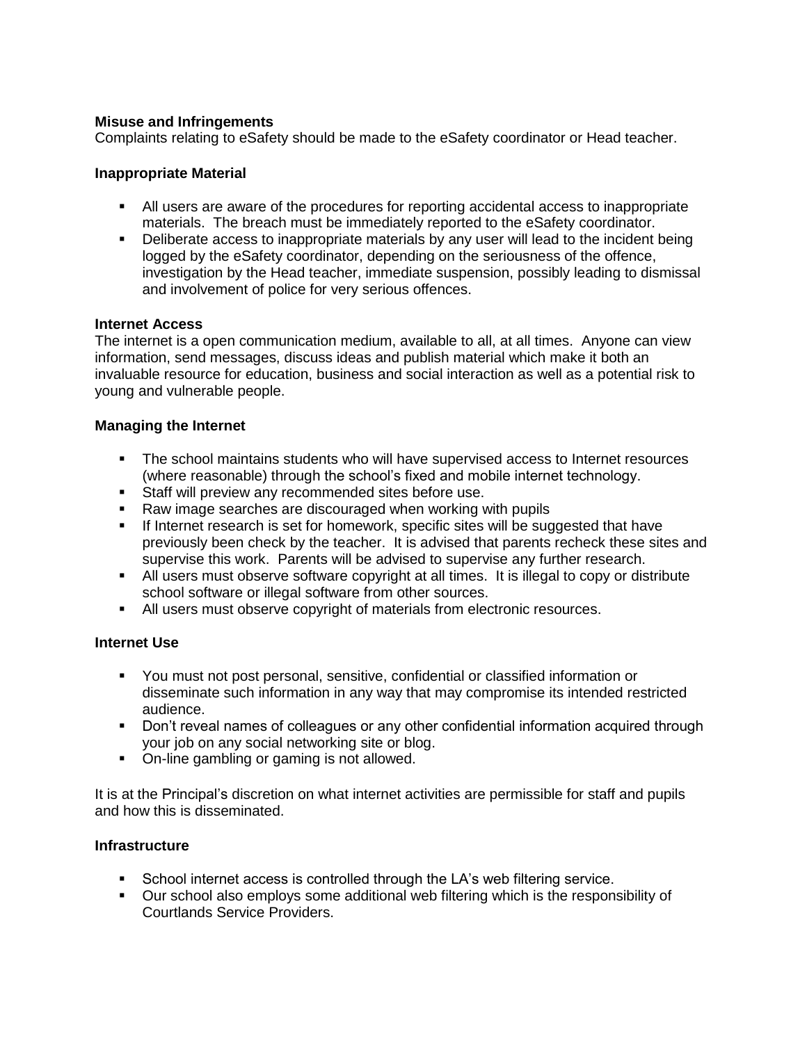**Misuse and Infringements**

Complaints relating to eSafety should be made to the eSafety coordinator or Head teacher.

**Inappropriate Material**

- All users are aware of the procedures for reporting accidental access to inappropriate materials. The breach must be immediately reported to the eSafety coordinator.
- Deliberate access to inappropriate materials by any user will lead to the incident being logged by the eSafety coordinator, depending on the seriousness of the offence, investigation by the Head teacher, immediate suspension, possibly leading to dismissal and involvement of police for very serious offences.

**Internet Access**

The internet is a open communication medium, available to all, at all times. Anyone can view information, send messages, discuss ideas and publish material which make it both an invaluable resource for education, business and social interaction as well as a potential risk to young and vulnerable people.

**Managing the Internet**

- The school maintains students who will have supervised access to Internet resources (where reasonable) through the school's fixed and mobile internet technology.
- Staff will preview any recommended sites before use.
- Raw image searches are discouraged when working with pupils
- If Internet research is set for homework, specific sites will be suggested that have previously been check by the teacher. It is advised that parents recheck these sites and supervise this work. Parents will be advised to supervise any further research.
- All users must observe software copyright at all times. It is illegal to copy or distribute school software or illegal software from other sources.
- All users must observe copyright of materials from electronic resources.

**Internet Use**

- You must not post personal, sensitive, confidential or classified information or disseminate such information in any way that may compromise its intended restricted audience.
- Don't reveal names of colleagues or any other confidential information acquired through your job on any social networking site or blog.
- On-line gambling or gaming is not allowed.

It is at the Principal's discretion on what internet activities are permissible for staff and pupils and how this is disseminated.

**Infrastructure**

- School internet access is controlled through the LA's web filtering service.
- Our school also employs some additional web filtering which is the responsibility of Courtlands Service Providers.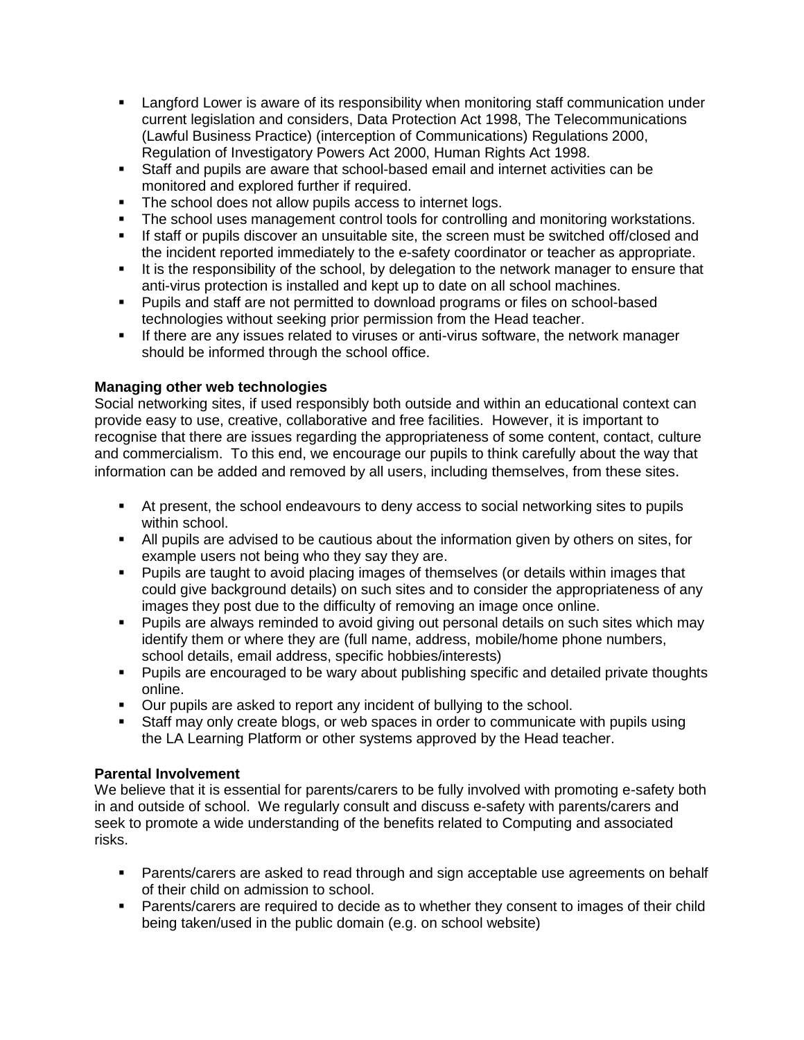- Langford Lower is aware of its responsibility when monitoring staff communication under current legislation and considers, Data Protection Act 1998, The Telecommunications (Lawful Business Practice) (interception of Communications) Regulations 2000, Regulation of Investigatory Powers Act 2000, Human Rights Act 1998.
- Staff and pupils are aware that school-based email and internet activities can be monitored and explored further if required.
- The school does not allow pupils access to internet logs.
- The school uses management control tools for controlling and monitoring workstations.
- If staff or pupils discover an unsuitable site, the screen must be switched off/closed and the incident reported immediately to the e-safety coordinator or teacher as appropriate.
- It is the responsibility of the school, by delegation to the network manager to ensure that anti-virus protection is installed and kept up to date on all school machines.
- Pupils and staff are not permitted to download programs or files on school-based technologies without seeking prior permission from the Head teacher.
- If there are any issues related to viruses or anti-virus software, the network manager should be informed through the school office.

**Managing other web technologies**

Social networking sites, if used responsibly both outside and within an educational context can provide easy to use, creative, collaborative and free facilities. However, it is important to recognise that there are issues regarding the appropriateness of some content, contact, culture and commercialism. To this end, we encourage our pupils to think carefully about the way that information can be added and removed by all users, including themselves, from these sites.

- At present, the school endeavours to deny access to social networking sites to pupils within school.
- All pupils are advised to be cautious about the information given by others on sites, for example users not being who they say they are.
- Pupils are taught to avoid placing images of themselves (or details within images that could give background details) on such sites and to consider the appropriateness of any images they post due to the difficulty of removing an image once online.
- Pupils are always reminded to avoid giving out personal details on such sites which may identify them or where they are (full name, address, mobile/home phone numbers, school details, email address, specific hobbies/interests)
- Pupils are encouraged to be wary about publishing specific and detailed private thoughts online.
- Our pupils are asked to report any incident of bullying to the school.
- Staff may only create blogs, or web spaces in order to communicate with pupils using the LA Learning Platform or other systems approved by the Head teacher.

**Parental Involvement**

We believe that it is essential for parents/carers to be fully involved with promoting e-safety both in and outside of school. We regularly consult and discuss e-safety with parents/carers and seek to promote a wide understanding of the benefits related to Computing and associated risks.

- Parents/carers are asked to read through and sign acceptable use agreements on behalf of their child on admission to school.
- Parents/carers are required to decide as to whether they consent to images of their child being taken/used in the public domain (e.g. on school website)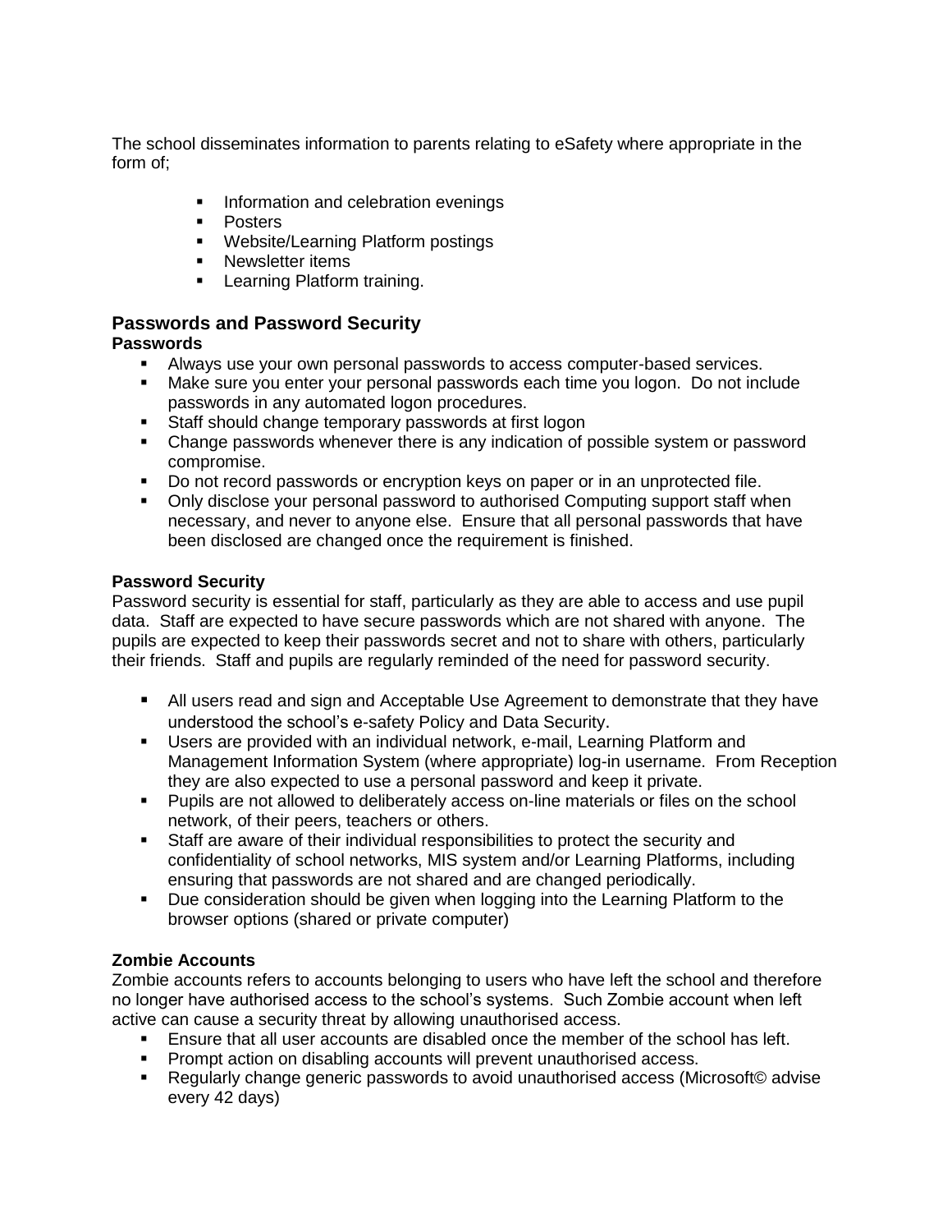The school disseminates information to parents relating to eSafety where appropriate in the form of;

- Information and celebration evenings
- Posters
- Website/Learning Platform postings
- Newsletter items
- Learning Platform training.

## Passwords and Password Security

### Passwords

- Always use your own personal passwords to access computer-based services.
- Make sure you enter your personal passwords each time you logon. Do not include passwords in any automated logon procedures.
- Staff should change temporary passwords at first logon
- Change passwords whenever there is any indication of possible system or password compromise.
- Do not record passwords or encryption keys on paper or in an unprotected file.
- Only disclose your personal password to authorised Computing support staff when necessary, and never to anyone else. Ensure that all personal passwords that have been disclosed are changed once the requirement is finished.

### Password Security

Password security is essential for staff, particularly as they are able to access and use pupil data. Staff are expected to have secure passwords which are not shared with anyone. The pupils are expected to keep their passwords secret and not to share with others, particularly their friends. Staff and pupils are regularly reminded of the need for password security.

- All users read and sign and Acceptable Use Agreement to demonstrate that they have understood the school's e-safety Policy and Data Security.
- Users are provided with an individual network, e-mail, Learning Platform and Management Information System (where appropriate) log-in username. From Reception they are also expected to use a personal password and keep it private.
- Pupils are not allowed to deliberately access on-line materials or files on the school network, of their peers, teachers or others.
- Staff are aware of their individual responsibilities to protect the security and confidentiality of school networks, MIS system and/or Learning Platforms, including ensuring that passwords are not shared and are changed periodically.
- Due consideration should be given when logging into the Learning Platform to the browser options (shared or private computer)

### Zombie Accounts

Zombie accounts refers to accounts belonging to users who have left the school and therefore no longer have authorised access to the school's systems. Such Zombie account when left active can cause a security threat by allowing unauthorised access.

- Ensure that all user accounts are disabled once the member of the school has left.
- Prompt action on disabling accounts will prevent unauthorised access.
- Regularly change generic passwords to avoid unauthorised access (Microsoft© advise every 42 days)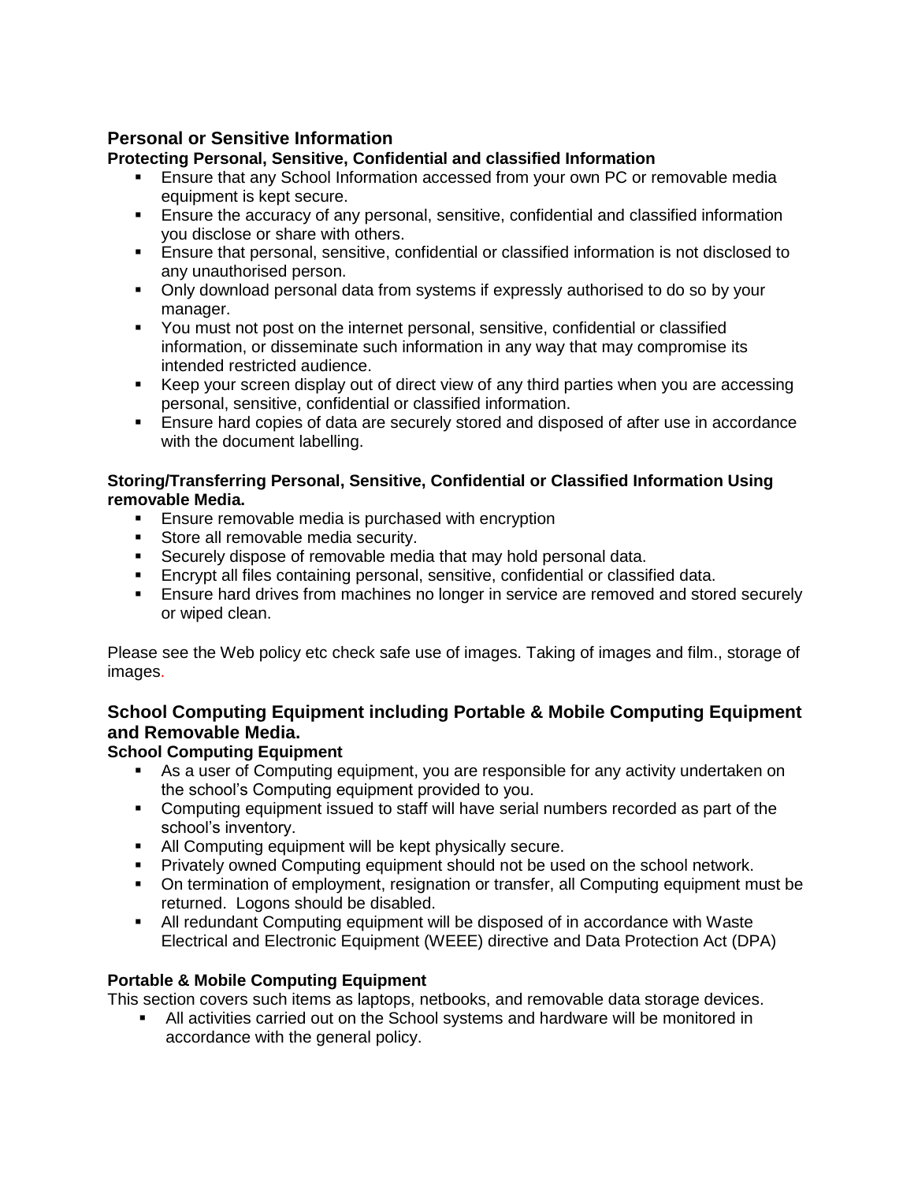## Personal or Sensitive Information

### Protecting Personal, Sensitive, Confidential and classified Information

- Ensure that any School Information accessed from your own PC or removable media equipment is kept secure.
- Ensure the accuracy of any personal, sensitive, confidential and classified information you disclose or share with others.
- Ensure that personal, sensitive, confidential or classified information is not disclosed to any unauthorised person.
- Only download personal data from systems if expressly authorised to do so by your manager.
- You must not post on the internet personal, sensitive, confidential or classified information, or disseminate such information in any way that may compromise its intended restricted audience.
- Keep your screen display out of direct view of any third parties when you are accessing personal, sensitive, confidential or classified information.
- Ensure hard copies of data are securely stored and disposed of after use in accordance with the document labelling.

### Storing/Transferring Personal, Sensitive, Confidential or Classified Information Using removable Media.

- Ensure removable media is purchased with encryption
- Store all removable media security.
- Securely dispose of removable media that may hold personal data.
- Encrypt all files containing personal, sensitive, confidential or classified data.
- Ensure hard drives from machines no longer in service are removed and stored securely or wiped clean.

Please see the Web policy etc check safe use of images. Taking of images and film., storage of images.

## School Computing Equipment including Portable & Mobile Computing Equipment and Removable Media.

### School Computing Equipment

- As a user of Computing equipment, you are responsible for any activity undertaken on the school's Computing equipment provided to you.
- Computing equipment issued to staff will have serial numbers recorded as part of the school's inventory.
- All Computing equipment will be kept physically secure.
- Privately owned Computing equipment should not be used on the school network.
- On termination of employment, resignation or transfer, all Computing equipment must be returned. Logons should be disabled.
- All redundant Computing equipment will be disposed of in accordance with Waste Electrical and Electronic Equipment (WEEE) directive and Data Protection Act (DPA)

### Portable & Mobile Computing Equipment

This section covers such items as laptops, netbooks, and removable data storage devices.

- All activities carried out on the School systems and hardware will be monitored in accordance with the general policy.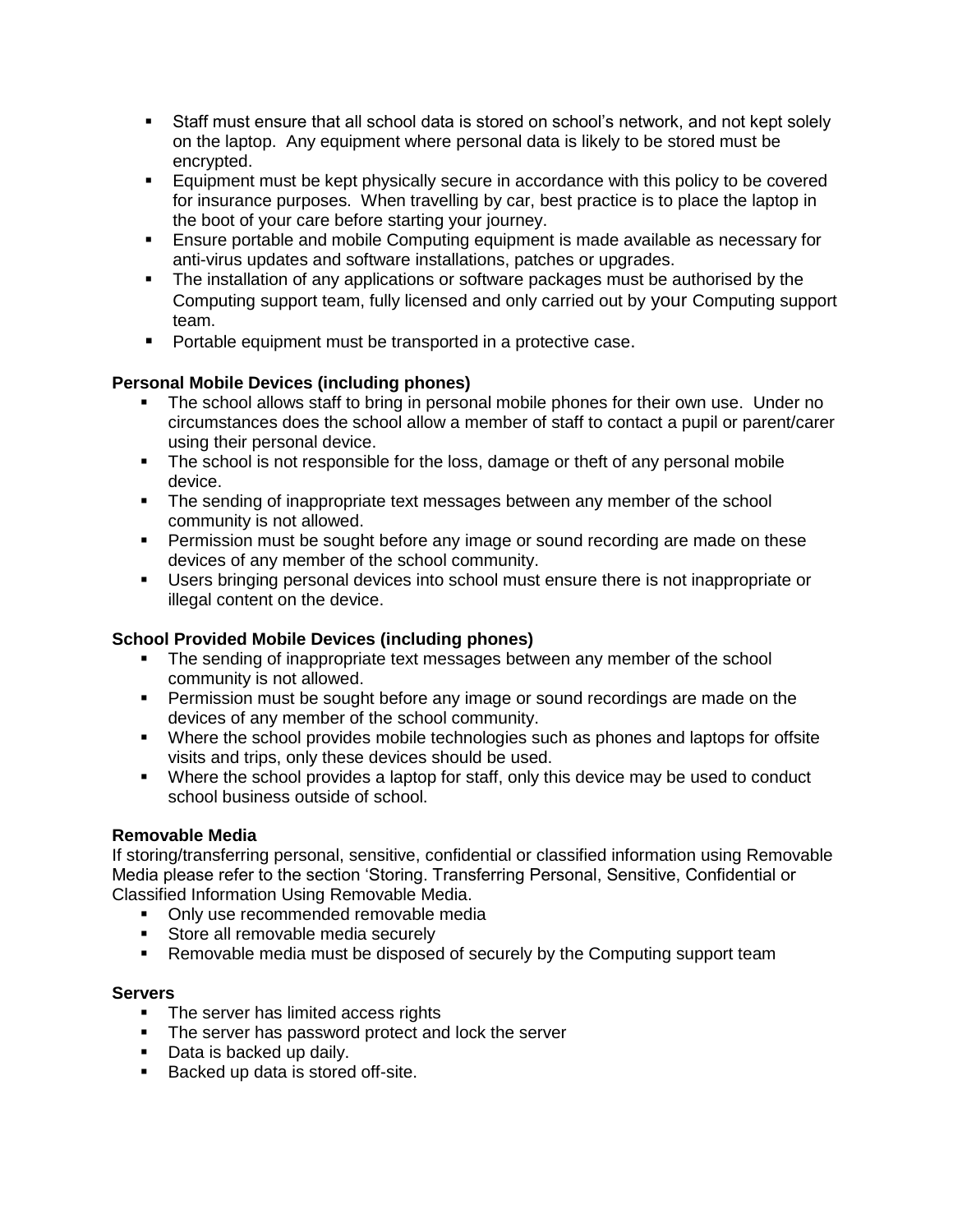- Staff must ensure that all school data is stored on school's network, and not kept solely on the laptop. Any equipment where personal data is likely to be stored must be encrypted.
- Equipment must be kept physically secure in accordance with this policy to be covered for insurance purposes. When travelling by car, best practice is to place the laptop in the boot of your care before starting your journey.
- Ensure portable and mobile Computing equipment is made available as necessary for anti-virus updates and software installations, patches or upgrades.
- The installation of any applications or software packages must be authorised by the Computing support team, fully licensed and only carried out by your Computing support team.
- Portable equipment must be transported in a protective case.

**Personal Mobile Devices (including phones)**

- The school allows staff to bring in personal mobile phones for their own use. Under no circumstances does the school allow a member of staff to contact a pupil or parent/carer using their personal device.
- The school is not responsible for the loss, damage or theft of any personal mobile device.
- The sending of inappropriate text messages between any member of the school community is not allowed.
- Permission must be sought before any image or sound recording are made on these devices of any member of the school community.
- Users bringing personal devices into school must ensure there is not inappropriate or illegal content on the device.

**School Provided Mobile Devices (including phones)**

- The sending of inappropriate text messages between any member of the school community is not allowed.
- Permission must be sought before any image or sound recordings are made on the devices of any member of the school community.
- Where the school provides mobile technologies such as phones and laptops for offsite visits and trips, only these devices should be used.
- Where the school provides a laptop for staff, only this device may be used to conduct school business outside of school.

**Removable Media**

If storing/transferring personal, sensitive, confidential or classified information using Removable Media please refer to the section 'Storing. Transferring Personal, Sensitive, Confidential or Classified Information Using Removable Media.

- Only use recommended removable media
- Store all removable media securely
- Removable media must be disposed of securely by the Computing support team

**Servers**

- The server has limited access rights
- The server has password protect and lock the server
- Data is backed up daily.
- Backed up data is stored off-site.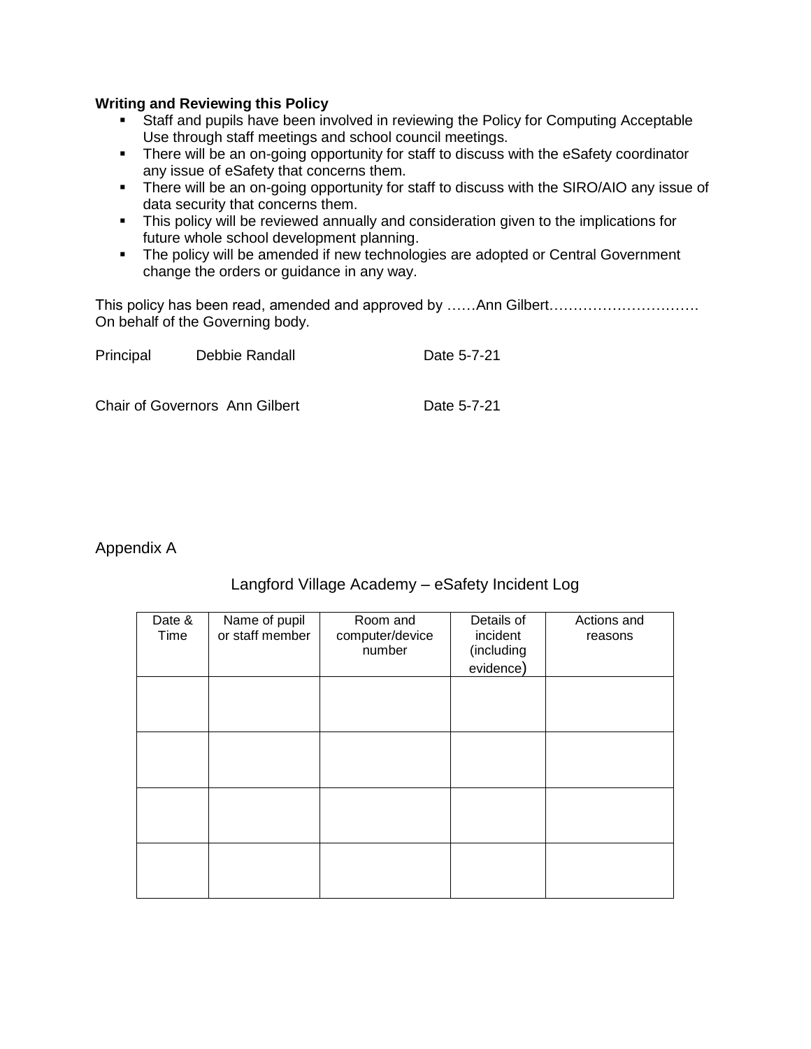**Writing and Reviewing this Policy**

- Staff and pupils have been involved in reviewing the Policy for Computing Acceptable Use through staff meetings and school council meetings.
- There will be an on-going opportunity for staff to discuss with the eSafety coordinator any issue of eSafety that concerns them.
- There will be an on-going opportunity for staff to discuss with the SIRO/AIO any issue of data security that concerns them.
- This policy will be reviewed annually and consideration given to the implications for future whole school development planning.
- The policy will be amended if new technologies are adopted or Central Government change the orders or guidance in any way.

This policy has been read, amended and approved by ……Ann Gilbert………………………….
On behalf of the Governing body.

Principal  Debbie Randall  Date 5-7-21

Chair of Governors  Ann Gilbert  Date 5-7-21

Appendix A

Langford Village Academy – eSafety Incident Log

| Date & Time | Name of pupil or staff member | Room and computer/device number | Details of incident (including evidence) | Actions and reasons |
|---|---|---|---|---|
| | | | | |
| | | | | |
| | | | | |
| | | | | |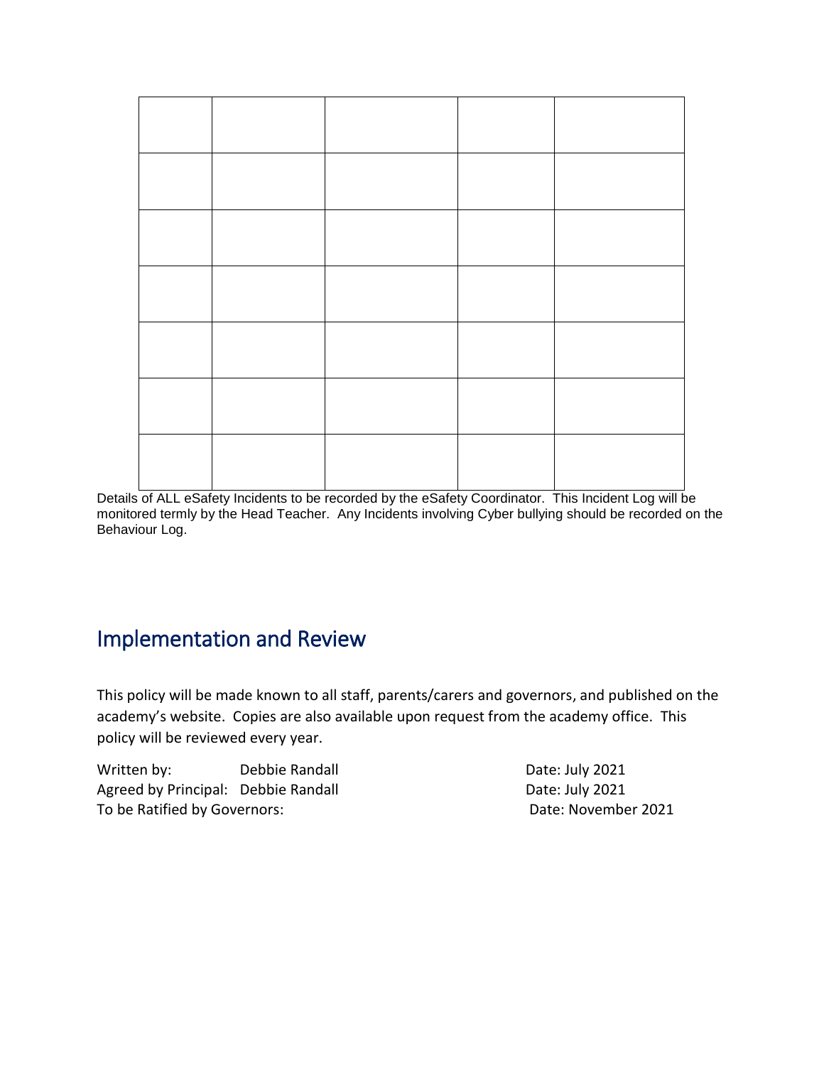| | | | | |
|---|---|---|---|---|
| | | | | |
| | | | | |
| | | | | |
| | | | | |
| | | | | |
| | | | | |
| | | | | |

Details of ALL eSafety Incidents to be recorded by the eSafety Coordinator. This Incident Log will be monitored termly by the Head Teacher. Any Incidents involving Cyber bullying should be recorded on the Behaviour Log.

## Implementation and Review

This policy will be made known to all staff, parents/carers and governors, and published on the academy's website. Copies are also available upon request from the academy office. This policy will be reviewed every year.

Written by: Debbie Randall — Date: July 2021
Agreed by Principal: Debbie Randall — Date: July 2021
To be Ratified by Governors: — Date: November 2021